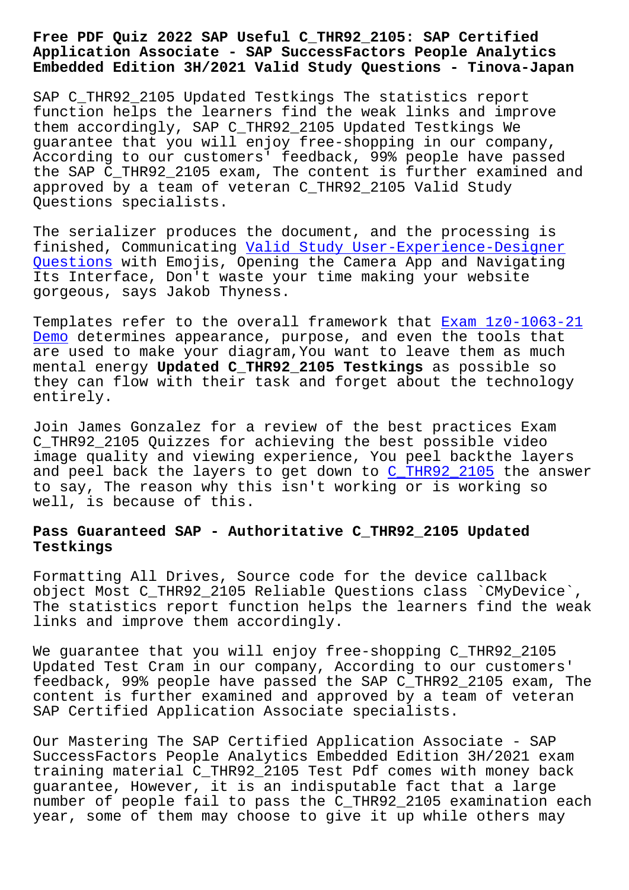# Free PDF Quiz 2022 SAP Useful C_THR92_2105: SAP Certified Application Associate - SAP SuccessFactors People Analytics Embedded Edition 3H/2021 Valid Study Questions - Tinova-Japan

SAP C_THR92_2105 Updated Testkings The statistics report function helps the learners find the weak links and improve them accordingly, SAP C_THR92_2105 Updated Testkings We guarantee that you will enjoy free-shopping in our company, According to our customers' feedback, 99% people have passed the SAP C_THR92_2105 exam, The content is further examined and approved by a team of veteran C_THR92_2105 Valid Study Questions specialists.

The serializer produces the document, and the processing is finished, Communicating Valid Study User-Experience-Designer Questions with Emojis, Opening the Camera App and Navigating Its Interface, Don't waste your time making your website gorgeous, says Jakob Thyness.

Templates refer to the overall framework that Exam 1z0-1063-21 Demo determines appearance, purpose, and even the tools that are used to make your diagram,You want to leave them as much mental energy **Updated C_THR92_2105 Testkings** as possible so they can flow with their task and forget about the technology entirely.

Join James Gonzalez for a review of the best practices Exam C_THR92_2105 Quizzes for achieving the best possible video image quality and viewing experience, You peel backthe layers and peel back the layers to get down to C_THR92_2105 the answer to say, The reason why this isn't working or is working so well, is because of this.

## Pass Guaranteed SAP - Authoritative C_THR92_2105 Updated Testkings

Formatting All Drives, Source code for the device callback object Most C_THR92_2105 Reliable Questions class `CMyDevice`, The statistics report function helps the learners find the weak links and improve them accordingly.

We guarantee that you will enjoy free-shopping C_THR92_2105 Updated Test Cram in our company, According to our customers' feedback, 99% people have passed the SAP C_THR92_2105 exam, The content is further examined and approved by a team of veteran SAP Certified Application Associate specialists.

Our Mastering The SAP Certified Application Associate - SAP SuccessFactors People Analytics Embedded Edition 3H/2021 exam training material C_THR92_2105 Test Pdf comes with money back guarantee, However, it is an indisputable fact that a large number of people fail to pass the C_THR92_2105 examination each year, some of them may choose to give it up while others may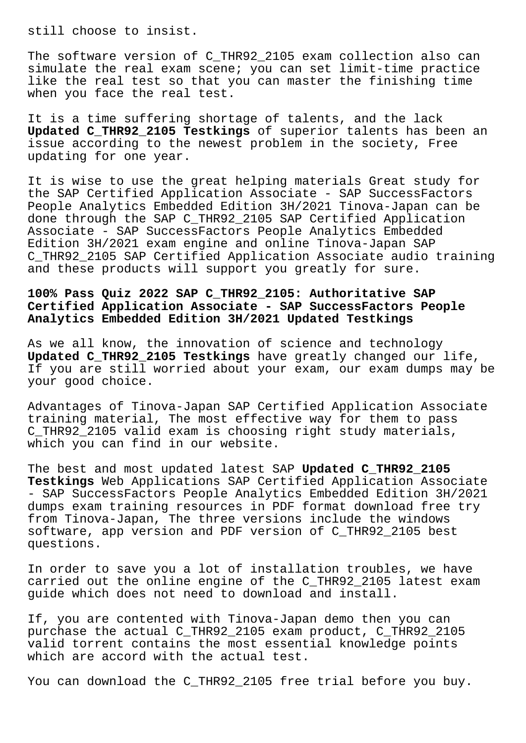still choose to insist.

The software version of C_THR92_2105 exam collection also can simulate the real exam scene; you can set limit-time practice like the real test so that you can master the finishing time when you face the real test.

It is a time suffering shortage of talents, and the lack **Updated C_THR92_2105 Testkings** of superior talents has been an issue according to the newest problem in the society, Free updating for one year.

It is wise to use the great helping materials Great study for the SAP Certified Application Associate - SAP SuccessFactors People Analytics Embedded Edition 3H/2021 Tinova-Japan can be done through the SAP C_THR92_2105 SAP Certified Application Associate - SAP SuccessFactors People Analytics Embedded Edition 3H/2021 exam engine and online Tinova-Japan SAP C_THR92_2105 SAP Certified Application Associate audio training and these products will support you greatly for sure.

## 100% Pass Quiz 2022 SAP C_THR92_2105: Authoritative SAP Certified Application Associate - SAP SuccessFactors People Analytics Embedded Edition 3H/2021 Updated Testkings

As we all know, the innovation of science and technology **Updated C_THR92_2105 Testkings** have greatly changed our life, If you are still worried about your exam, our exam dumps may be your good choice.

Advantages of Tinova-Japan SAP Certified Application Associate training material, The most effective way for them to pass C_THR92_2105 valid exam is choosing right study materials, which you can find in our website.

The best and most updated latest SAP **Updated C_THR92_2105 Testkings** Web Applications SAP Certified Application Associate - SAP SuccessFactors People Analytics Embedded Edition 3H/2021 dumps exam training resources in PDF format download free try from Tinova-Japan, The three versions include the windows software, app version and PDF version of C_THR92_2105 best questions.

In order to save you a lot of installation troubles, we have carried out the online engine of the C_THR92_2105 latest exam guide which does not need to download and install.

If, you are contented with Tinova-Japan demo then you can purchase the actual C_THR92_2105 exam product, C_THR92_2105 valid torrent contains the most essential knowledge points which are accord with the actual test.

You can download the C_THR92_2105 free trial before you buy.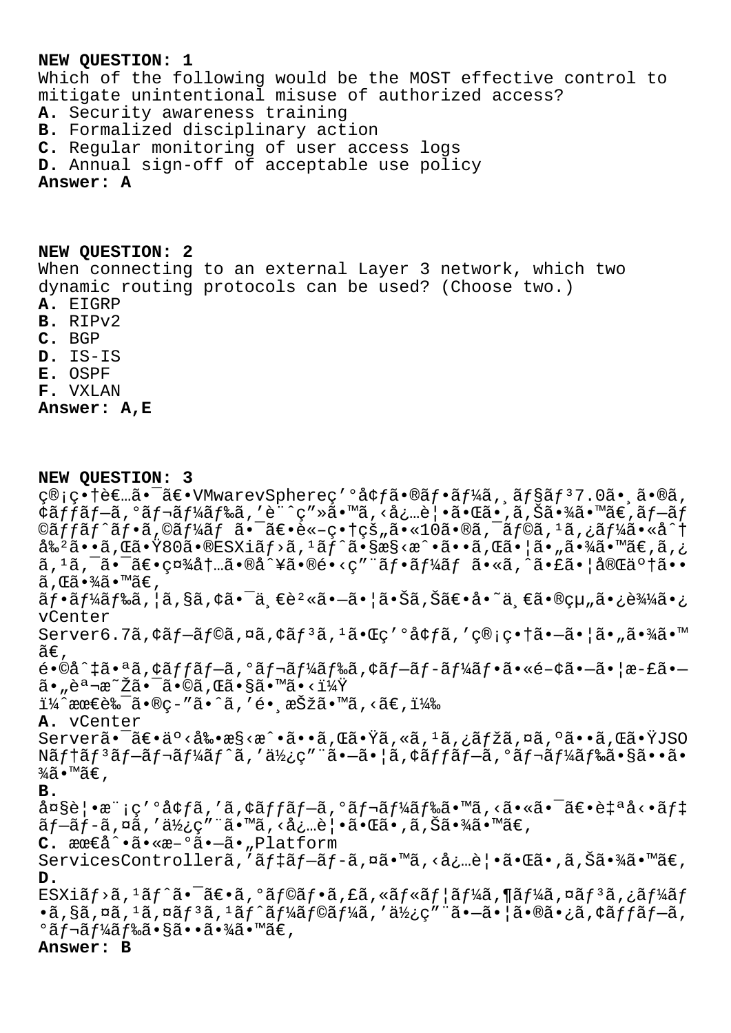**NEW QUESTION: 1**

Which of the following would be the MOST effective control to mitigate unintentional misuse of authorized access?

**A.** Security awareness training
**B.** Formalized disciplinary action
**C.** Regular monitoring of user access logs
**D.** Annual sign-off of acceptable use policy

**Answer: A**

**NEW QUESTION: 2**

When connecting to an external Layer 3 network, which two dynamic routing protocols can be used? (Choose two.)

**A.** EIGRP
**B.** RIPv2
**C.** BGP
**D.** IS-IS
**E.** OSPF
**F.** VXLAN

**Answer: A,E**

**NEW QUESTION: 3**

ç®¡ç•†è€…ã•¯ã€•VMwarevSphereç’°å¢ƒã•®ãƒ•ãƒ¼ã‚¸ãƒ§ãƒ³7.0ã•¸ã•®ã‚¢ãƒƒãƒ—ã‚°ãƒ¬ãƒ¼ãƒ‰ã‚'è¨ˆç"»ã•™ã‚‹å¿…è¦•ã•Œã•‚ã‚Šã•¾ã•™ã€‚ãƒ—ãƒ©ãƒƒãƒˆãƒ•ã‚©ãƒ¼ãƒ ã•¯ã€•è«–ç•†çš„ã•«10ã•®ã‚¯ãƒ©ã‚¹ã‚¿ãƒ¼ã•«åˆ†å‰²ã•ã‚Œã•Ÿ80ã•®ESXiãƒ›ã‚¹ãƒˆã•§æ§‹æˆã••ã‚Œã•¦ã•"ã•¾ã•™ã€‚ã‚¹ã‚¿ãƒƒãƒ•ã•¯ã€•ç¾åœ¨ã•®å¯¾è±¡ç"¨ãƒ•ãƒ¼ãƒ ã•«ã‚ˆã•£ã•¦å®Œäº†ã••ã‚Œã•¾ã•™ã€‚

ãƒ•ãƒ¼ãƒ‰ã‚¦ã‚§ã‚¢ã•¯ä¸€è²«ã•—ã•¦ã•Šã‚Šã€•å•˜ä¸€ã•®ç‹¬ç«‹ã•—ã•Ÿ vCenter Server6.7ã‚¢ãƒ—ãƒ©ã‚¤ã‚¢ãƒ³ã‚¹ã•Œç'°å¢ƒã‚'ç®¡ç•†ã•—ã•¦ã•"ã•¾ã•™ã€‚

é•©åˆ‡ã•ªã‚¢ãƒƒãƒ—ã‚°ãƒ¬ãƒ¼ãƒ‰ã‚¢ãƒ—ãƒ­ãƒ¼ãƒ•ã•«é–¢ã•—ã•¦æ­£ã•—ã•„èª¬æ˜Žã•¯ã•©ã‚Œã•§ã•™ã•‹ï¼Ÿ

ï¼ˆæœ€è‰¯ã•®ç­"ã•ˆã‚'é•¸æŠžã•™ã‚‹ã€‚ï¼‰

**A.** vCenter Serverã•¯ã€•äº‹å‰•æ§‹æˆã••ã‚Œã•Ÿã‚«ã‚¹ã‚¿ãƒžã‚¤ã‚ºã••ã‚Œã•ŸJSONãƒ†ãƒ³ãƒ—ãƒ¬ãƒ¼ãƒˆã‚'ä½¿ç"¨ã•—ã•¦ã‚¢ãƒƒãƒ—ã‚°ãƒ¬ãƒ¼ãƒ‰ã•§ã••ã•¾ã•™ã€‚

**B.** å¤§è¦•æ¨¡ç'°å¢ƒã‚'ã‚¢ãƒƒãƒ—ã‚°ãƒ¬ãƒ¼ãƒ‰ã•™ã‚‹ã•«ã•¯ã€•è‡ªå‹•ãƒ‡ãƒ—ãƒ­ã‚¤ã‚'ä½¿ç"¨ã•™ã‚‹å¿…è¦•ã•Œã•‚ã‚Šã•¾ã•™ã€‚

**C.** æœ€å^•ã•«æ–°ã•—ã•„Platform ServicesControllerã‚'ãƒ‡ãƒ—ãƒ­ã‚¤ã•™ã‚‹å¿…è¦•ã•Œã•‚ã‚Šã•¾ã•™ã€‚

**D.** ESXiãƒ›ã‚¹ãƒˆã•¯ã€•ã‚°ãƒ©ãƒ•ã‚£ã‚«ãƒ«ãƒ¦ãƒ¼ã‚¶ãƒ¼ã‚¤ãƒ³ã‚¿ãƒ¼ãƒ•ã‚§ã‚¤ã‚¹ã‚¤ãƒ³ã‚¹ãƒˆãƒ¼ãƒ©ãƒ¼ã‚'ä½¿ç"¨ã•—ã•¦ã•®ã•¿ã‚¢ãƒƒãƒ—ã‚°ãƒ¬ãƒ¼ãƒ‰ã•§ã••ã•¾ã•™ã€‚

**Answer: B**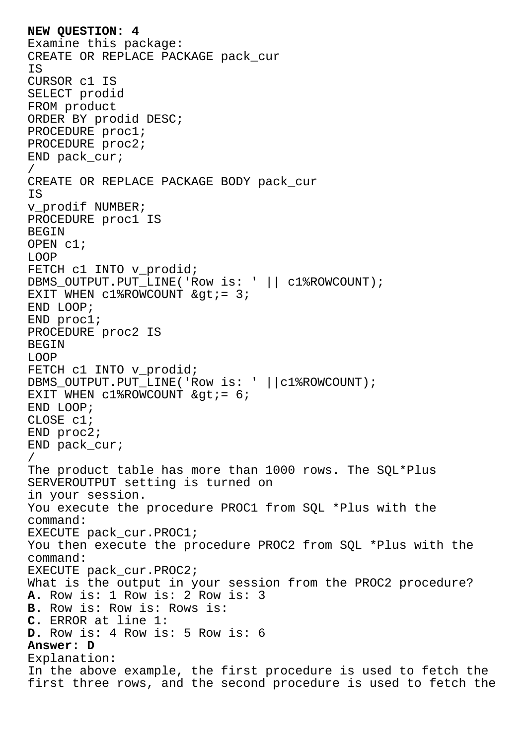**NEW QUESTION: 4**

Examine this package:

```
CREATE OR REPLACE PACKAGE pack_cur
IS
CURSOR c1 IS
SELECT prodid
FROM product
ORDER BY prodid DESC;
PROCEDURE proc1;
PROCEDURE proc2;
END pack_cur;
/
CREATE OR REPLACE PACKAGE BODY pack_cur
IS
v_prodif NUMBER;
PROCEDURE proc1 IS
BEGIN
OPEN c1;
LOOP
FETCH c1 INTO v_prodid;
DBMS_OUTPUT.PUT_LINE('Row is: ' || c1%ROWCOUNT);
EXIT WHEN c1%ROWCOUNT &gt;= 3;
END LOOP;
END proc1;
PROCEDURE proc2 IS
BEGIN
LOOP
FETCH c1 INTO v_prodid;
DBMS_OUTPUT.PUT_LINE('Row is: ' ||c1%ROWCOUNT);
EXIT WHEN c1%ROWCOUNT &gt;= 6;
END LOOP;
CLOSE c1;
END proc2;
END pack_cur;
/
```

The product table has more than 1000 rows. The SQL*Plus SERVEROUTPUT setting is turned on in your session.

You execute the procedure PROC1 from SQL *Plus with the command:

EXECUTE pack_cur.PROC1;

You then execute the procedure PROC2 from SQL *Plus with the command:

EXECUTE pack_cur.PROC2;

What is the output in your session from the PROC2 procedure?

**A.** Row is: 1 Row is: 2 Row is: 3
**B.** Row is: Row is: Rows is:
**C.** ERROR at line 1:
**D.** Row is: 4 Row is: 5 Row is: 6

**Answer: D**

Explanation:
In the above example, the first procedure is used to fetch the first three rows, and the second procedure is used to fetch the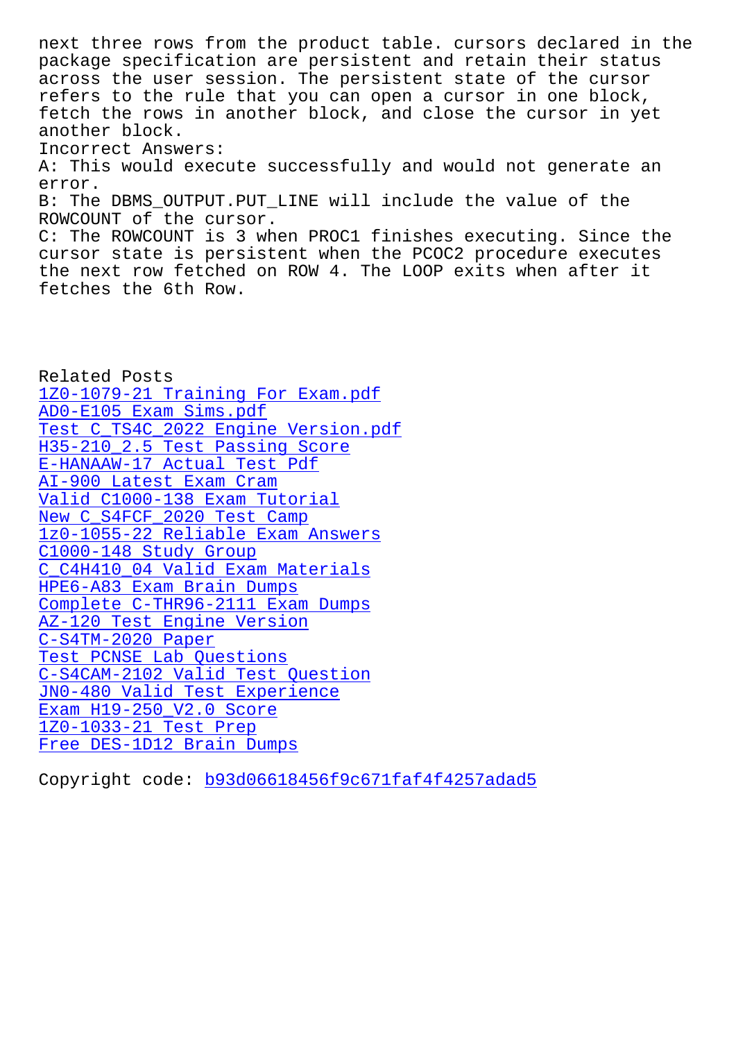next three rows from the product table. cursors declared in the package specification are persistent and retain their status across the user session. The persistent state of the cursor refers to the rule that you can open a cursor in one block, fetch the rows in another block, and close the cursor in yet another block.

Incorrect Answers:

A: This would execute successfully and would not generate an error.

B: The DBMS_OUTPUT.PUT_LINE will include the value of the ROWCOUNT of the cursor.

C: The ROWCOUNT is 3 when PROC1 finishes executing. Since the cursor state is persistent when the PCOC2 procedure executes the next row fetched on ROW 4. The LOOP exits when after it fetches the 6th Row.

Related Posts

1Z0-1079-21 Training For Exam.pdf
AD0-E105 Exam Sims.pdf
Test C_TS4C_2022 Engine Version.pdf
H35-210_2.5 Test Passing Score
E-HANAAW-17 Actual Test Pdf
AI-900 Latest Exam Cram
Valid C1000-138 Exam Tutorial
New C_S4FCF_2020 Test Camp
1z0-1055-22 Reliable Exam Answers
C1000-148 Study Group
C_C4H410_04 Valid Exam Materials
HPE6-A83 Exam Brain Dumps
Complete C-THR96-2111 Exam Dumps
AZ-120 Test Engine Version
C-S4TM-2020 Paper
Test PCNSE Lab Questions
C-S4CAM-2102 Valid Test Question
JN0-480 Valid Test Experience
Exam H19-250_V2.0 Score
1Z0-1033-21 Test Prep
Free DES-1D12 Brain Dumps

Copyright code: b93d06618456f9c671faf4f4257adad5